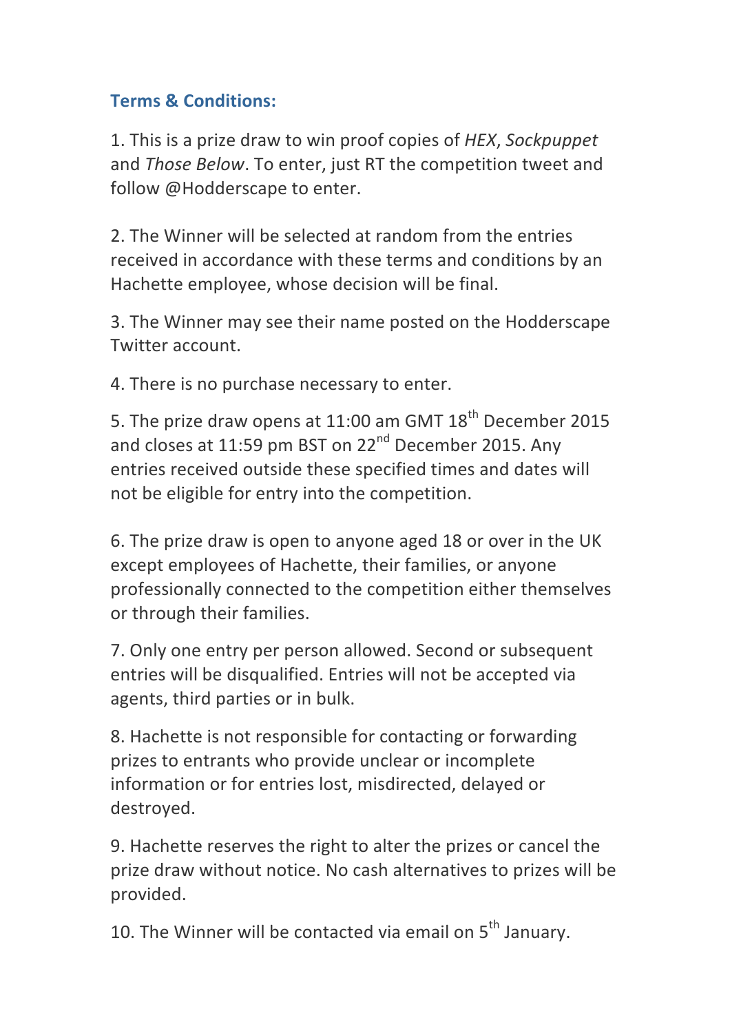### **Terms & Conditions:**

1. This is a prize draw to win proof copies of *HEX*, *Sockpuppet* and *Those Below*. To enter, just RT the competition tweet and follow @Hodderscape to enter.

2. The Winner will be selected at random from the entries received in accordance with these terms and conditions by an Hachette employee, whose decision will be final.

3. The Winner may see their name posted on the Hodderscape Twitter account.

4. There is no purchase necessary to enter.

5. The prize draw opens at 11:00 am GMT 18th December 2015 and closes at 11:59 pm BST on 22nd December 2015. Any entries received outside these specified times and dates will not be eligible for entry into the competition.

6. The prize draw is open to anyone aged 18 or over in the UK except employees of Hachette, their families, or anyone professionally connected to the competition either themselves or through their families.

7. Only one entry per person allowed. Second or subsequent entries will be disqualified. Entries will not be accepted via agents, third parties or in bulk.

8. Hachette is not responsible for contacting or forwarding prizes to entrants who provide unclear or incomplete information or for entries lost, misdirected, delayed or destroyed.

9. Hachette reserves the right to alter the prizes or cancel the prize draw without notice. No cash alternatives to prizes will be provided.

10. The Winner will be contacted via email on 5th January.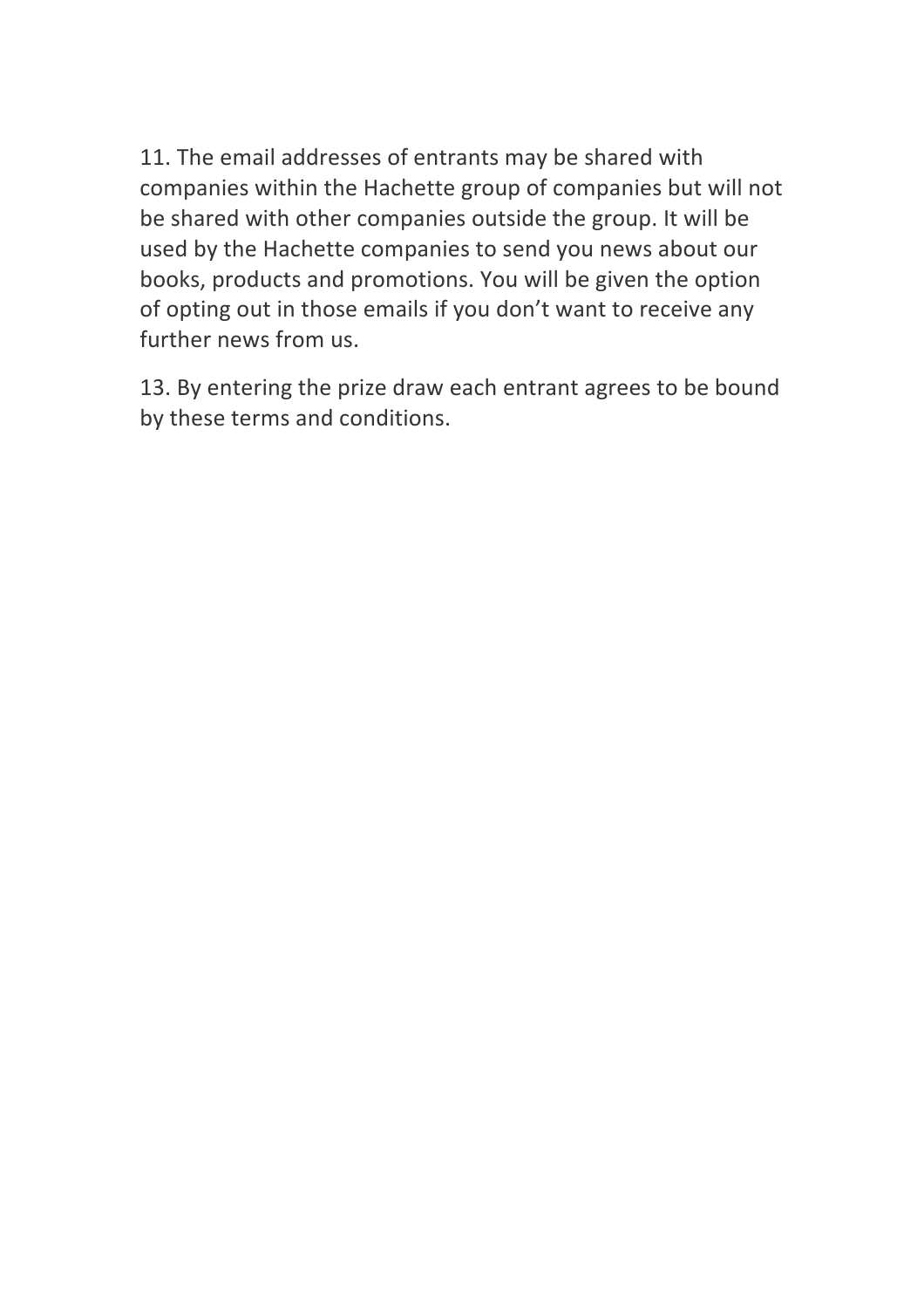11. The email addresses of entrants may be shared with companies within the Hachette group of companies but will not be shared with other companies outside the group. It will be used by the Hachette companies to send you news about our books, products and promotions. You will be given the option of opting out in those emails if you don't want to receive any further news from us.

13. By entering the prize draw each entrant agrees to be bound by these terms and conditions.